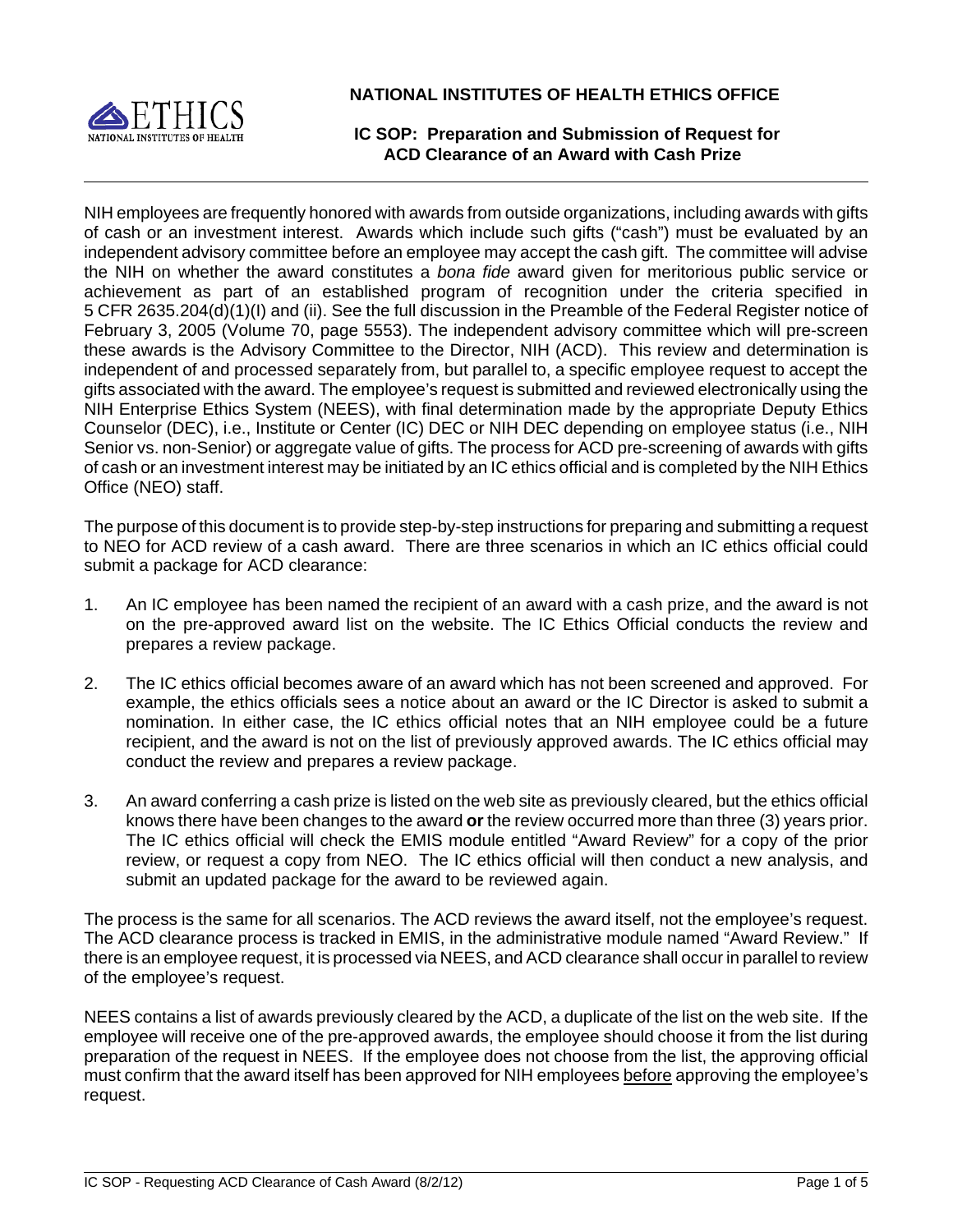**NATIONAL INSTITUTES OF HEALTH ETHICS OFFICE**

# IC SOP: Preparation and Submission of Request for ACD Clearance of an Award with Cash Prize

NIH employees are frequently honored with awards from outside organizations, including awards with gifts of cash or an investment interest. Awards which include such gifts ("cash") must be evaluated by an independent advisory committee before an employee may accept the cash gift. The committee will advise the NIH on whether the award constitutes a *bona fide* award given for meritorious public service or achievement as part of an established program of recognition under the criteria specified in 5 CFR 2635.204(d)(1)(I) and (ii). See the full discussion in the Preamble of the Federal Register notice of February 3, 2005 (Volume 70, page 5553). The independent advisory committee which will pre-screen these awards is the Advisory Committee to the Director, NIH (ACD). This review and determination is independent of and processed separately from, but parallel to, a specific employee request to accept the gifts associated with the award. The employee's request is submitted and reviewed electronically using the NIH Enterprise Ethics System (NEES), with final determination made by the appropriate Deputy Ethics Counselor (DEC), i.e., Institute or Center (IC) DEC or NIH DEC depending on employee status (i.e., NIH Senior vs. non-Senior) or aggregate value of gifts. The process for ACD pre-screening of awards with gifts of cash or an investment interest may be initiated by an IC ethics official and is completed by the NIH Ethics Office (NEO) staff.

The purpose of this document is to provide step-by-step instructions for preparing and submitting a request to NEO for ACD review of a cash award. There are three scenarios in which an IC ethics official could submit a package for ACD clearance:

1. An IC employee has been named the recipient of an award with a cash prize, and the award is not on the pre-approved award list on the website. The IC Ethics Official conducts the review and prepares a review package.

2. The IC ethics official becomes aware of an award which has not been screened and approved. For example, the ethics officials sees a notice about an award or the IC Director is asked to submit a nomination. In either case, the IC ethics official notes that an NIH employee could be a future recipient, and the award is not on the list of previously approved awards. The IC ethics official may conduct the review and prepares a review package.

3. An award conferring a cash prize is listed on the web site as previously cleared, but the ethics official knows there have been changes to the award **or** the review occurred more than three (3) years prior. The IC ethics official will check the EMIS module entitled "Award Review" for a copy of the prior review, or request a copy from NEO. The IC ethics official will then conduct a new analysis, and submit an updated package for the award to be reviewed again.

The process is the same for all scenarios. The ACD reviews the award itself, not the employee's request. The ACD clearance process is tracked in EMIS, in the administrative module named "Award Review." If there is an employee request, it is processed via NEES, and ACD clearance shall occur in parallel to review of the employee's request.

NEES contains a list of awards previously cleared by the ACD, a duplicate of the list on the web site. If the employee will receive one of the pre-approved awards, the employee should choose it from the list during preparation of the request in NEES. If the employee does not choose from the list, the approving official must confirm that the award itself has been approved for NIH employees <u>before</u> approving the employee's request.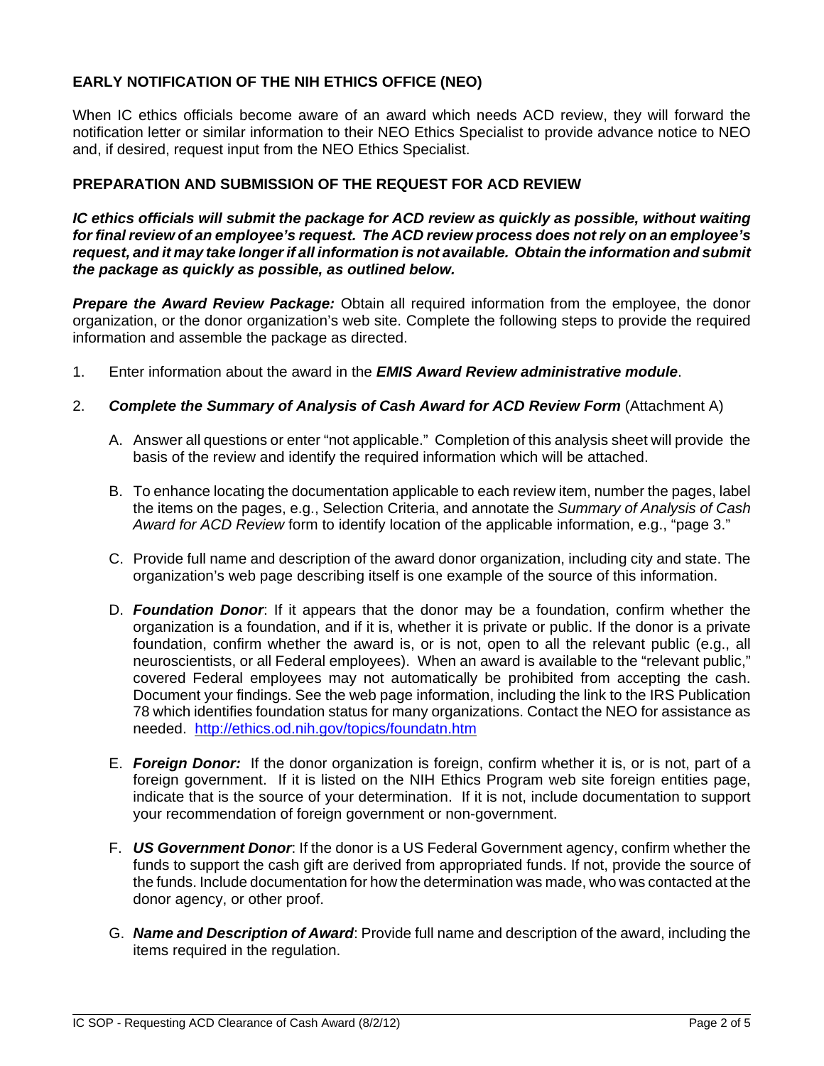## EARLY NOTIFICATION OF THE NIH ETHICS OFFICE (NEO)

When IC ethics officials become aware of an award which needs ACD review, they will forward the notification letter or similar information to their NEO Ethics Specialist to provide advance notice to NEO and, if desired, request input from the NEO Ethics Specialist.

## PREPARATION AND SUBMISSION OF THE REQUEST FOR ACD REVIEW

***IC ethics officials will submit the package for ACD review as quickly as possible, without waiting for final review of an employee's request. The ACD review process does not rely on an employee's request, and it may take longer if all information is not available. Obtain the information and submit the package as quickly as possible, as outlined below.***

***Prepare the Award Review Package:*** Obtain all required information from the employee, the donor organization, or the donor organization's web site. Complete the following steps to provide the required information and assemble the package as directed.

1. Enter information about the award in the ***EMIS Award Review administrative module***.

2. ***Complete the Summary of Analysis of Cash Award for ACD Review Form*** (Attachment A)

   A. Answer all questions or enter "not applicable." Completion of this analysis sheet will provide the basis of the review and identify the required information which will be attached.

   B. To enhance locating the documentation applicable to each review item, number the pages, label the items on the pages, e.g., Selection Criteria, and annotate the *Summary of Analysis of Cash Award for ACD Review* form to identify location of the applicable information, e.g., "page 3."

   C. Provide full name and description of the award donor organization, including city and state. The organization's web page describing itself is one example of the source of this information.

   D. ***Foundation Donor***: If it appears that the donor may be a foundation, confirm whether the organization is a foundation, and if it is, whether it is private or public. If the donor is a private foundation, confirm whether the award is, or is not, open to all the relevant public (e.g., all neuroscientists, or all Federal employees). When an award is available to the "relevant public," covered Federal employees may not automatically be prohibited from accepting the cash. Document your findings. See the web page information, including the link to the IRS Publication 78 which identifies foundation status for many organizations. Contact the NEO for assistance as needed. http://ethics.od.nih.gov/topics/foundatn.htm

   E. ***Foreign Donor:*** If the donor organization is foreign, confirm whether it is, or is not, part of a foreign government. If it is listed on the NIH Ethics Program web site foreign entities page, indicate that is the source of your determination. If it is not, include documentation to support your recommendation of foreign government or non-government.

   F. ***US Government Donor***: If the donor is a US Federal Government agency, confirm whether the funds to support the cash gift are derived from appropriated funds. If not, provide the source of the funds. Include documentation for how the determination was made, who was contacted at the donor agency, or other proof.

   G. ***Name and Description of Award***: Provide full name and description of the award, including the items required in the regulation.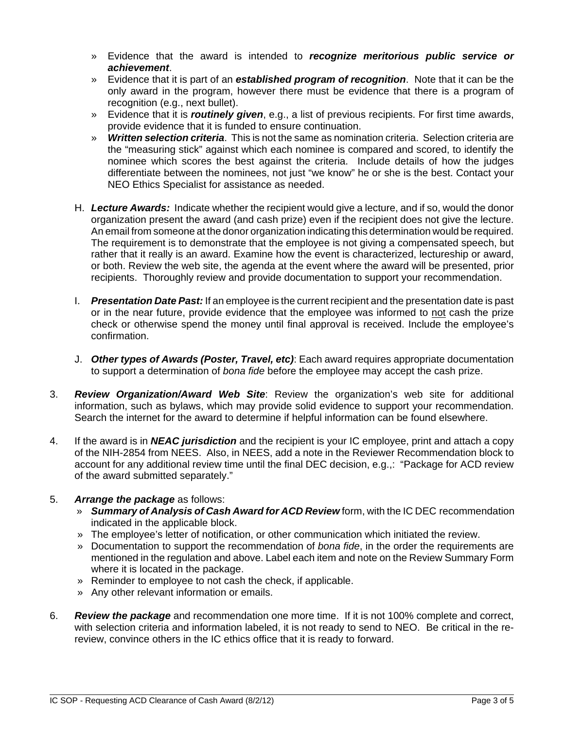- Evidence that the award is intended to ***recognize meritorious public service or achievement***.
- Evidence that it is part of an ***established program of recognition***. Note that it can be the only award in the program, however there must be evidence that there is a program of recognition (e.g., next bullet).
- Evidence that it is ***routinely given***, e.g., a list of previous recipients. For first time awards, provide evidence that it is funded to ensure continuation.
- ***Written selection criteria***. This is not the same as nomination criteria. Selection criteria are the "measuring stick" against which each nominee is compared and scored, to identify the nominee which scores the best against the criteria. Include details of how the judges differentiate between the nominees, not just "we know" he or she is the best. Contact your NEO Ethics Specialist for assistance as needed.

H. ***Lecture Awards:*** Indicate whether the recipient would give a lecture, and if so, would the donor organization present the award (and cash prize) even if the recipient does not give the lecture. An email from someone at the donor organization indicating this determination would be required. The requirement is to demonstrate that the employee is not giving a compensated speech, but rather that it really is an award. Examine how the event is characterized, lectureship or award, or both. Review the web site, the agenda at the event where the award will be presented, prior recipients. Thoroughly review and provide documentation to support your recommendation.

I. ***Presentation Date Past:*** If an employee is the current recipient and the presentation date is past or in the near future, provide evidence that the employee was informed to <u>not</u> cash the prize check or otherwise spend the money until final approval is received. Include the employee's confirmation.

J. ***Other types of Awards (Poster, Travel, etc)***: Each award requires appropriate documentation to support a determination of *bona fide* before the employee may accept the cash prize.

3. ***Review Organization/Award Web Site***: Review the organization's web site for additional information, such as bylaws, which may provide solid evidence to support your recommendation. Search the internet for the award to determine if helpful information can be found elsewhere.

4. If the award is in ***NEAC jurisdiction*** and the recipient is your IC employee, print and attach a copy of the NIH-2854 from NEES. Also, in NEES, add a note in the Reviewer Recommendation block to account for any additional review time until the final DEC decision, e.g.,: "Package for ACD review of the award submitted separately."

5. ***Arrange the package*** as follows:
   - ***Summary of Analysis of Cash Award for ACD Review*** form, with the IC DEC recommendation indicated in the applicable block.
   - The employee's letter of notification, or other communication which initiated the review.
   - Documentation to support the recommendation of *bona fide*, in the order the requirements are mentioned in the regulation and above. Label each item and note on the Review Summary Form where it is located in the package.
   - Reminder to employee to not cash the check, if applicable.
   - Any other relevant information or emails.

6. ***Review the package*** and recommendation one more time. If it is not 100% complete and correct, with selection criteria and information labeled, it is not ready to send to NEO. Be critical in the re-review, convince others in the IC ethics office that it is ready to forward.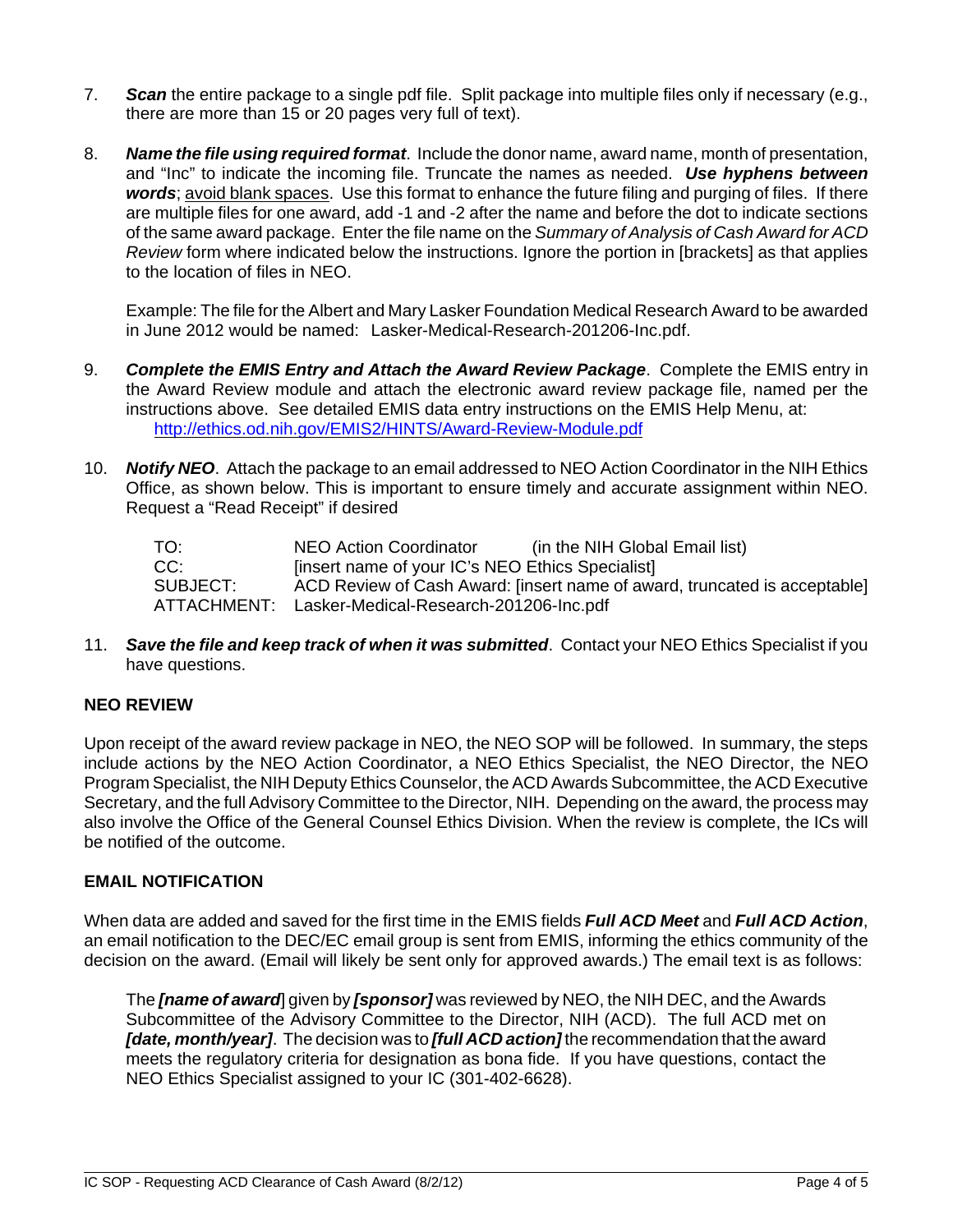7. ***Scan*** the entire package to a single pdf file. Split package into multiple files only if necessary (e.g., there are more than 15 or 20 pages very full of text).

8. ***Name the file using required format***. Include the donor name, award name, month of presentation, and "Inc" to indicate the incoming file. Truncate the names as needed. ***Use hyphens between words***; <u>avoid blank spaces</u>. Use this format to enhance the future filing and purging of files. If there are multiple files for one award, add -1 and -2 after the name and before the dot to indicate sections of the same award package. Enter the file name on the *Summary of Analysis of Cash Award for ACD Review* form where indicated below the instructions. Ignore the portion in [brackets] as that applies to the location of files in NEO.

   Example: The file for the Albert and Mary Lasker Foundation Medical Research Award to be awarded in June 2012 would be named: Lasker-Medical-Research-201206-Inc.pdf.

9. ***Complete the EMIS Entry and Attach the Award Review Package***. Complete the EMIS entry in the Award Review module and attach the electronic award review package file, named per the instructions above. See detailed EMIS data entry instructions on the EMIS Help Menu, at: http://ethics.od.nih.gov/EMIS2/HINTS/Award-Review-Module.pdf

10. ***Notify NEO***. Attach the package to an email addressed to NEO Action Coordinator in the NIH Ethics Office, as shown below. This is important to ensure timely and accurate assignment within NEO. Request a "Read Receipt" if desired

    | | |
    |---|---|
    | TO: | NEO Action Coordinator (in the NIH Global Email list) |
    | CC: | [insert name of your IC's NEO Ethics Specialist] |
    | SUBJECT: | ACD Review of Cash Award: [insert name of award, truncated is acceptable] |
    | ATTACHMENT: | Lasker-Medical-Research-201206-Inc.pdf |

11. ***Save the file and keep track of when it was submitted***. Contact your NEO Ethics Specialist if you have questions.

**NEO REVIEW**

Upon receipt of the award review package in NEO, the NEO SOP will be followed. In summary, the steps include actions by the NEO Action Coordinator, a NEO Ethics Specialist, the NEO Director, the NEO Program Specialist, the NIH Deputy Ethics Counselor, the ACD Awards Subcommittee, the ACD Executive Secretary, and the full Advisory Committee to the Director, NIH. Depending on the award, the process may also involve the Office of the General Counsel Ethics Division. When the review is complete, the ICs will be notified of the outcome.

**EMAIL NOTIFICATION**

When data are added and saved for the first time in the EMIS fields ***Full ACD Meet*** and ***Full ACD Action***, an email notification to the DEC/EC email group is sent from EMIS, informing the ethics community of the decision on the award. (Email will likely be sent only for approved awards.) The email text is as follows:

> The ***[name of award***] given by ***[sponsor]*** was reviewed by NEO, the NIH DEC, and the Awards Subcommittee of the Advisory Committee to the Director, NIH (ACD). The full ACD met on ***[date, month/year]***. The decision was to ***[full ACD action]*** the recommendation that the award meets the regulatory criteria for designation as bona fide. If you have questions, contact the NEO Ethics Specialist assigned to your IC (301-402-6628).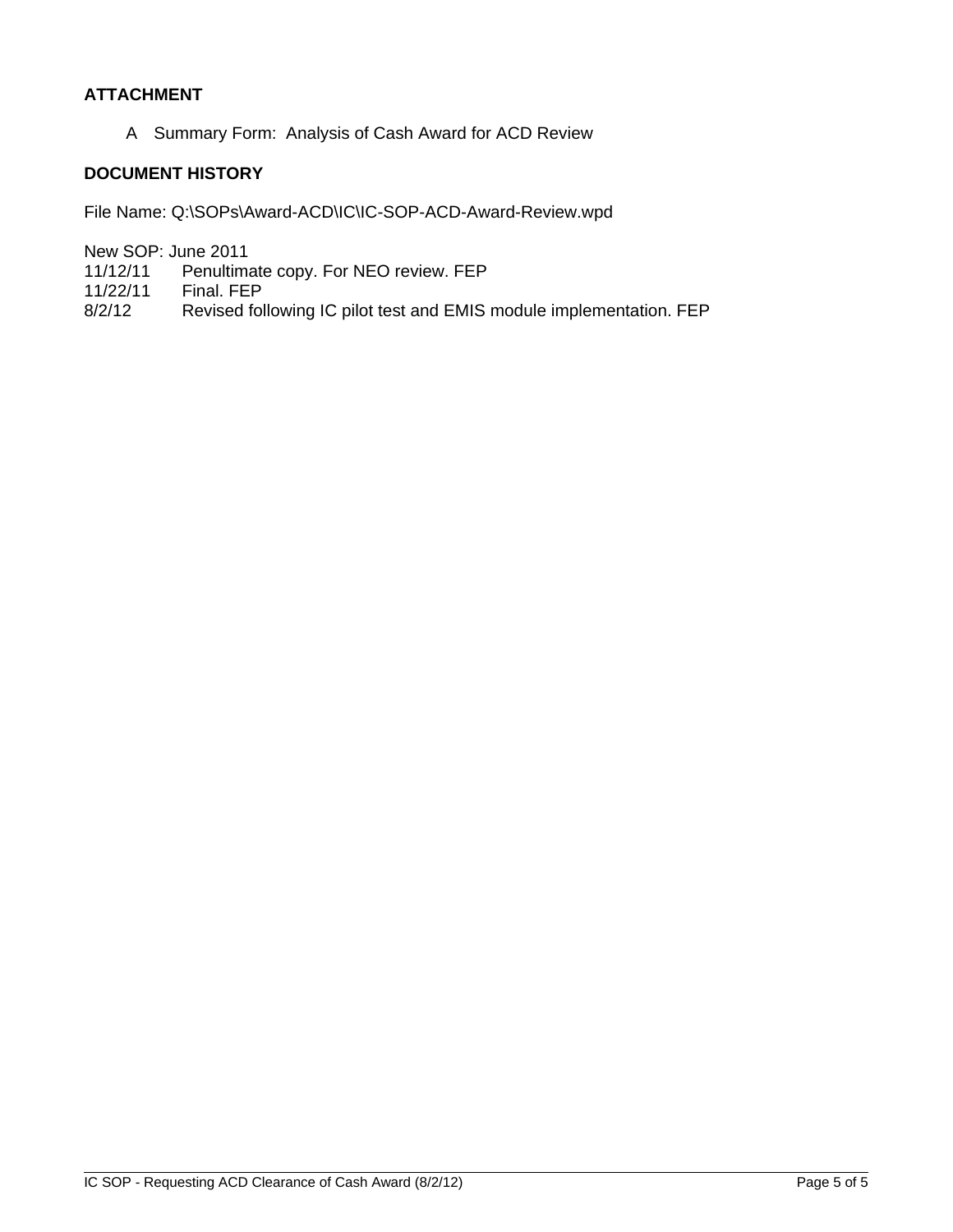## ATTACHMENT

A Summary Form: Analysis of Cash Award for ACD Review

## DOCUMENT HISTORY

File Name: Q:\SOPs\Award-ACD\IC\IC-SOP-ACD-Award-Review.wpd

New SOP: June 2011
11/12/11 Penultimate copy. For NEO review. FEP
11/22/11 Final. FEP
8/2/12 Revised following IC pilot test and EMIS module implementation. FEP